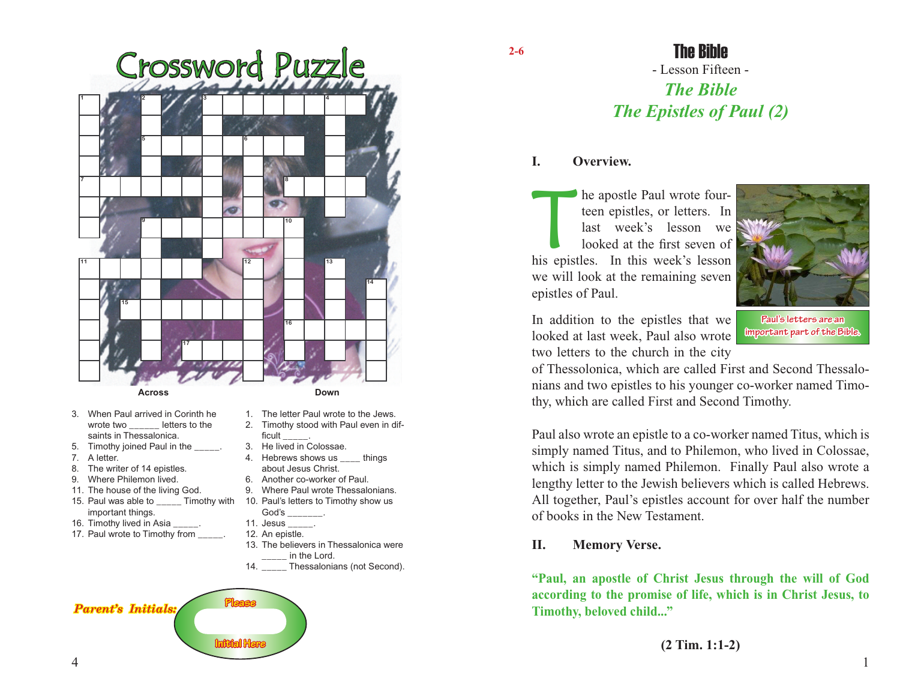# Crossword Puzzle

**Across**

3. When Paul arrived in Corinth he wrote two ______ letters to the saints in Thessalonica.
5. Timothy joined Paul in the _____.
7. A letter.
8. The writer of 14 epistles.
9. Where Philemon lived.
11. The house of the living God.
15. Paul was able to _____ Timothy with important things.
16. Timothy lived in Asia _____.
17. Paul wrote to Timothy from _____.

**Down**

1. The letter Paul wrote to the Jews.
2. Timothy stood with Paul even in difficult _____.
3. He lived in Colossae.
4. Hebrews shows us ____ things about Jesus Christ.
6. Another co-worker of Paul.
9. Where Paul wrote Thessalonians.
10. Paul's letters to Timothy show us God's _______.
11. Jesus _____.
12. An epistle.
13. The believers in Thessalonica were _____ in the Lord.
14. _____ Thessalonians (not Second).

*Parent's Initials:* Please Initial Here

2-6

# The Bible

- Lesson Fifteen -

## *The Bible*
## *The Epistles of Paul (2)*

### I. Overview.

The apostle Paul wrote fourteen epistles, or letters. In last week's lesson we looked at the first seven of his epistles. In this week's lesson we will look at the remaining seven epistles of Paul.

Paul's letters are an important part of the Bible.

In addition to the epistles that we looked at last week, Paul also wrote two letters to the church in the city of Thessolonica, which are called First and Second Thessalonians and two epistles to his younger co-worker named Timothy, which are called First and Second Timothy.

Paul also wrote an epistle to a co-worker named Titus, which is simply named Titus, and to Philemon, who lived in Colossae, which is simply named Philemon. Finally Paul also wrote a lengthy letter to the Jewish believers which is called Hebrews. All together, Paul's epistles account for over half the number of books in the New Testament.

### II. Memory Verse.

**"Paul, an apostle of Christ Jesus through the will of God according to the promise of life, which is in Christ Jesus, to Timothy, beloved child..."**

**(2 Tim. 1:1-2)**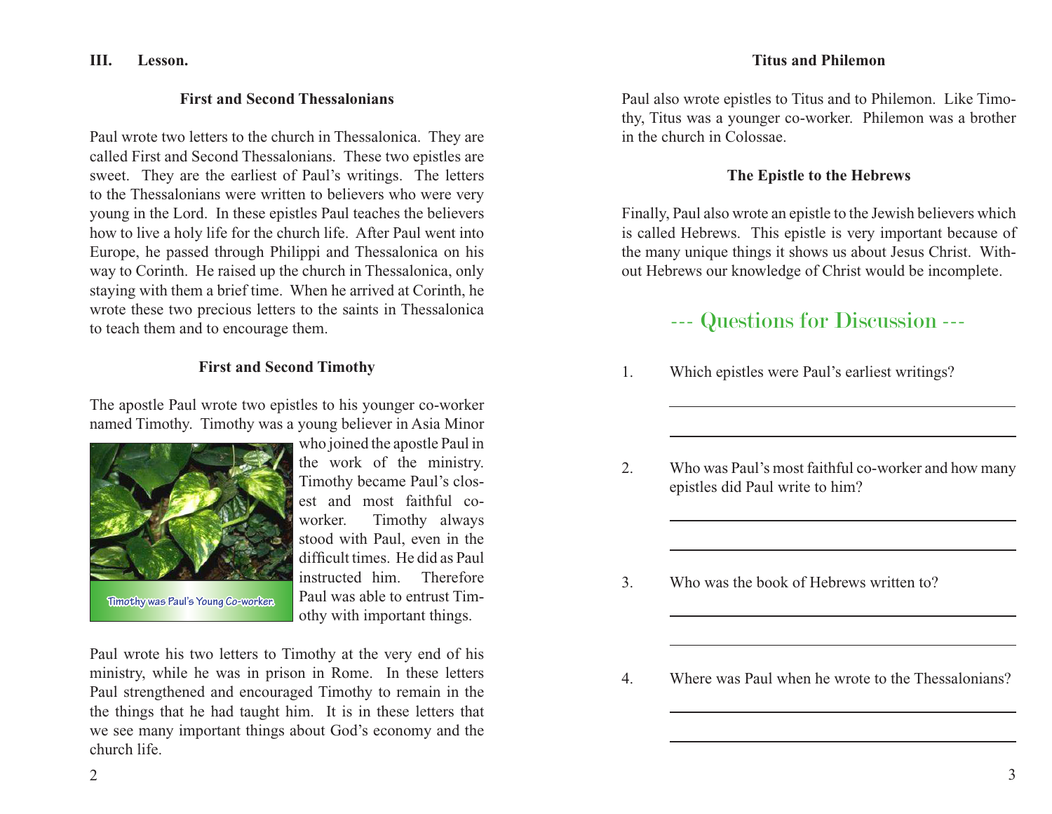## III. Lesson.

### First and Second Thessalonians

Paul wrote two letters to the church in Thessalonica. They are called First and Second Thessalonians. These two epistles are sweet. They are the earliest of Paul's writings. The letters to the Thessalonians were written to believers who were very young in the Lord. In these epistles Paul teaches the believers how to live a holy life for the church life. After Paul went into Europe, he passed through Philippi and Thessalonica on his way to Corinth. He raised up the church in Thessalonica, only staying with them a brief time. When he arrived at Corinth, he wrote these two precious letters to the saints in Thessalonica to teach them and to encourage them.

### First and Second Timothy

The apostle Paul wrote two epistles to his younger co-worker named Timothy. Timothy was a young believer in Asia Minor who joined the apostle Paul in the work of the ministry. Timothy became Paul's closest and most faithful co-worker. Timothy always stood with Paul, even in the difficult times. He did as Paul instructed him. Therefore Paul was able to entrust Timothy with important things.

Timothy was Paul's Young Co-worker.

Paul wrote his two letters to Timothy at the very end of his ministry, while he was in prison in Rome. In these letters Paul strengthened and encouraged Timothy to remain in the the things that he had taught him. It is in these letters that we see many important things about God's economy and the church life.

### Titus and Philemon

Paul also wrote epistles to Titus and to Philemon. Like Timothy, Titus was a younger co-worker. Philemon was a brother in the church in Colossae.

### The Epistle to the Hebrews

Finally, Paul also wrote an epistle to the Jewish believers which is called Hebrews. This epistle is very important because of the many unique things it shows us about Jesus Christ. Without Hebrews our knowledge of Christ would be incomplete.

## --- Questions for Discussion ---

1. Which epistles were Paul's earliest writings?

___________________________________

___________________________________

2. Who was Paul's most faithful co-worker and how many epistles did Paul write to him?

___________________________________

___________________________________

3. Who was the book of Hebrews written to?

___________________________________

___________________________________

4. Where was Paul when he wrote to the Thessalonians?

___________________________________

___________________________________